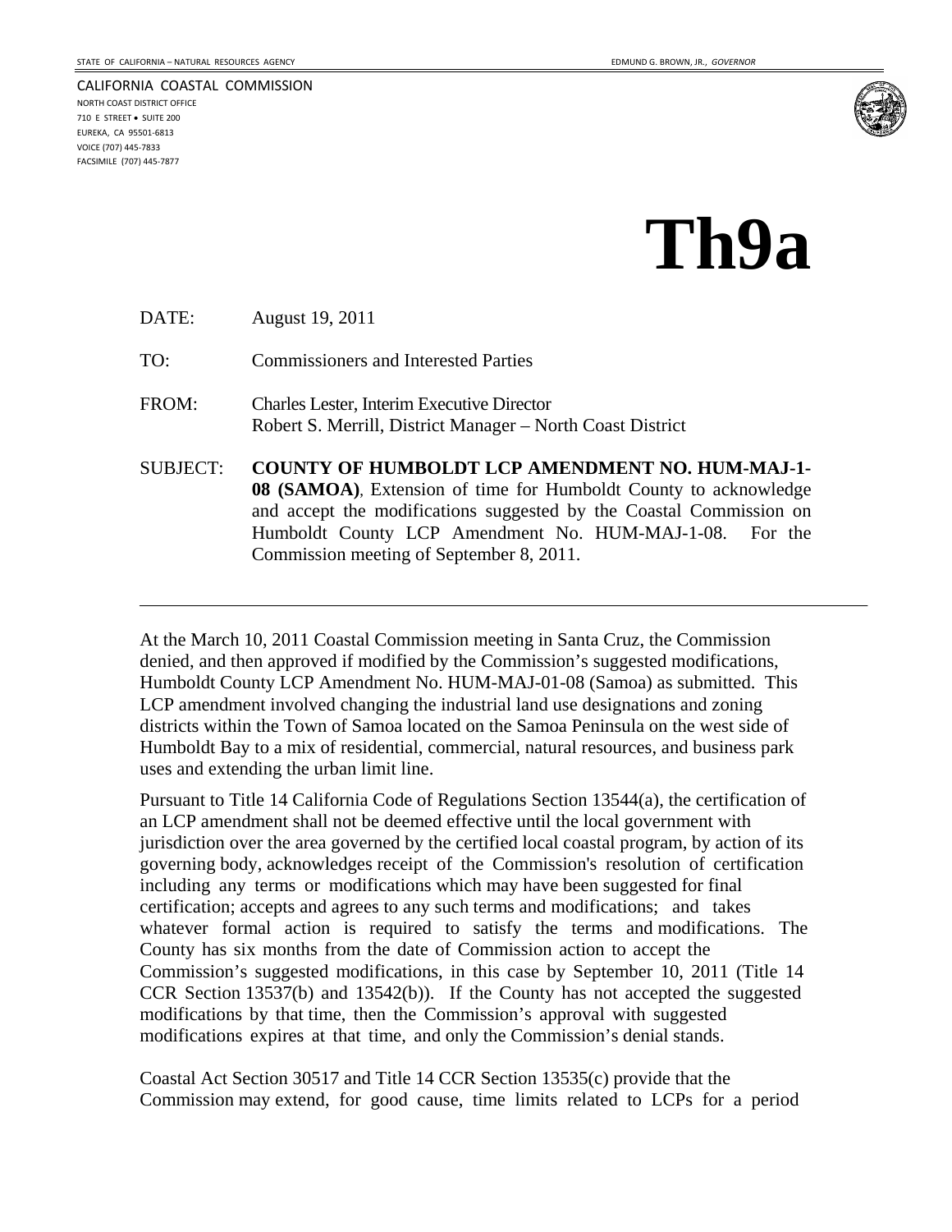STATE OF CALIFORNIA – NATURAL RESOURCES AGENCY

EDMUND G. BROWN, JR., *GOVERNOR*

CALIFORNIA COASTAL COMMISSION
NORTH COAST DISTRICT OFFICE
710 E STREET • SUITE 200
EUREKA, CA 95501-6813
VOICE (707) 445-7833
FACSIMILE (707) 445-7877

# Th9a

DATE: August 19, 2011

TO: Commissioners and Interested Parties

FROM: Charles Lester, Interim Executive Director
Robert S. Merrill, District Manager – North Coast District

SUBJECT: **COUNTY OF HUMBOLDT LCP AMENDMENT NO. HUM-MAJ-1-08 (SAMOA)**, Extension of time for Humboldt County to acknowledge and accept the modifications suggested by the Coastal Commission on Humboldt County LCP Amendment No. HUM-MAJ-1-08. For the Commission meeting of September 8, 2011.

---

At the March 10, 2011 Coastal Commission meeting in Santa Cruz, the Commission denied, and then approved if modified by the Commission's suggested modifications, Humboldt County LCP Amendment No. HUM-MAJ-01-08 (Samoa) as submitted. This LCP amendment involved changing the industrial land use designations and zoning districts within the Town of Samoa located on the Samoa Peninsula on the west side of Humboldt Bay to a mix of residential, commercial, natural resources, and business park uses and extending the urban limit line.

Pursuant to Title 14 California Code of Regulations Section 13544(a), the certification of an LCP amendment shall not be deemed effective until the local government with jurisdiction over the area governed by the certified local coastal program, by action of its governing body, acknowledges receipt of the Commission's resolution of certification including any terms or modifications which may have been suggested for final certification; accepts and agrees to any such terms and modifications; and takes whatever formal action is required to satisfy the terms and modifications. The County has six months from the date of Commission action to accept the Commission's suggested modifications, in this case by September 10, 2011 (Title 14 CCR Section 13537(b) and 13542(b)). If the County has not accepted the suggested modifications by that time, then the Commission's approval with suggested modifications expires at that time, and only the Commission's denial stands.

Coastal Act Section 30517 and Title 14 CCR Section 13535(c) provide that the Commission may extend, for good cause, time limits related to LCPs for a period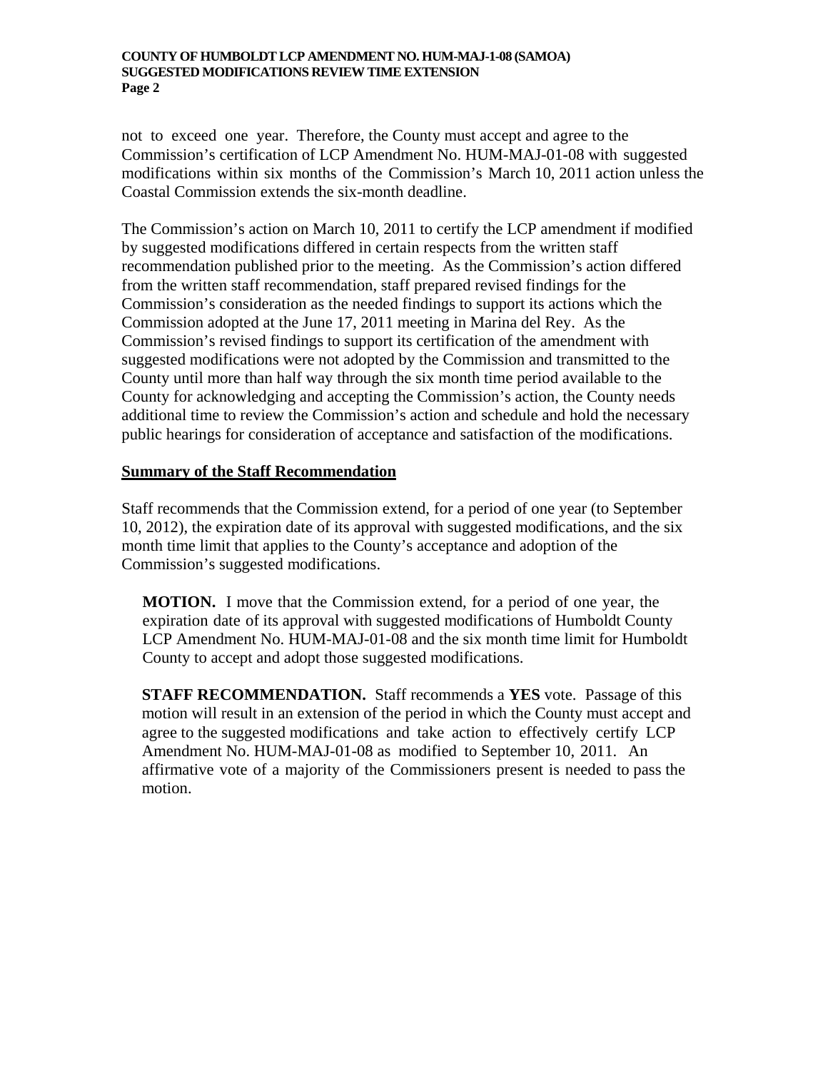not to exceed one year. Therefore, the County must accept and agree to the Commission's certification of LCP Amendment No. HUM-MAJ-01-08 with suggested modifications within six months of the Commission's March 10, 2011 action unless the Coastal Commission extends the six-month deadline.

The Commission's action on March 10, 2011 to certify the LCP amendment if modified by suggested modifications differed in certain respects from the written staff recommendation published prior to the meeting. As the Commission's action differed from the written staff recommendation, staff prepared revised findings for the Commission's consideration as the needed findings to support its actions which the Commission adopted at the June 17, 2011 meeting in Marina del Rey. As the Commission's revised findings to support its certification of the amendment with suggested modifications were not adopted by the Commission and transmitted to the County until more than half way through the six month time period available to the County for acknowledging and accepting the Commission's action, the County needs additional time to review the Commission's action and schedule and hold the necessary public hearings for consideration of acceptance and satisfaction of the modifications.

## Summary of the Staff Recommendation

Staff recommends that the Commission extend, for a period of one year (to September 10, 2012), the expiration date of its approval with suggested modifications, and the six month time limit that applies to the County's acceptance and adoption of the Commission's suggested modifications.

**MOTION.** I move that the Commission extend, for a period of one year, the expiration date of its approval with suggested modifications of Humboldt County LCP Amendment No. HUM-MAJ-01-08 and the six month time limit for Humboldt County to accept and adopt those suggested modifications.

**STAFF RECOMMENDATION.** Staff recommends a **YES** vote. Passage of this motion will result in an extension of the period in which the County must accept and agree to the suggested modifications and take action to effectively certify LCP Amendment No. HUM-MAJ-01-08 as modified to September 10, 2011. An affirmative vote of a majority of the Commissioners present is needed to pass the motion.